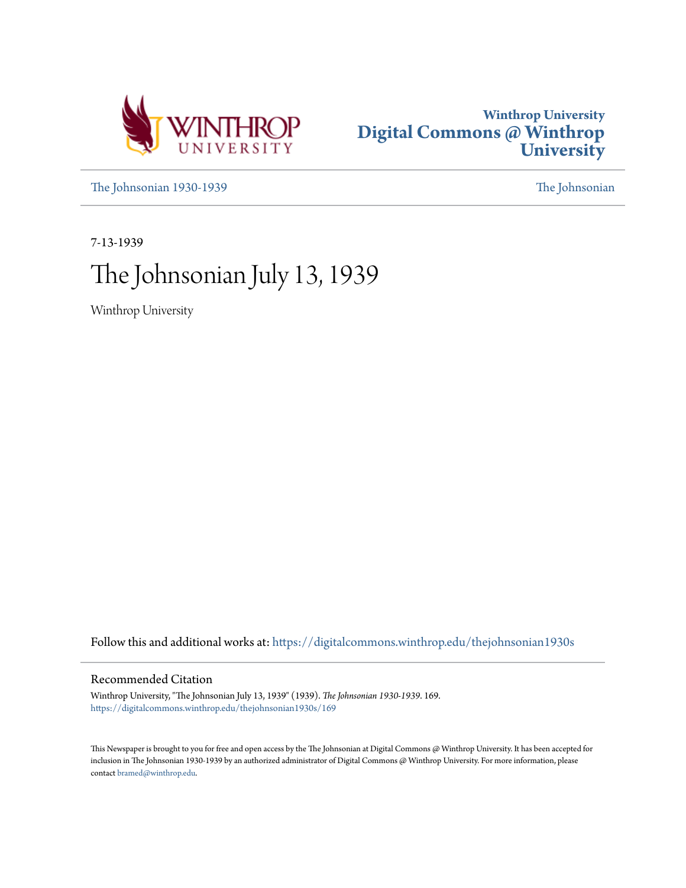Winthrop University
Digital Commons @ Winthrop University

The Johnsonian 1930-1939 | The Johnsonian

7-13-1939

# The Johnsonian July 13, 1939

Winthrop University

Follow this and additional works at: https://digitalcommons.winthrop.edu/thejohnsonian1930s

## Recommended Citation

Winthrop University, "The Johnsonian July 13, 1939" (1939). *The Johnsonian 1930-1939*. 169.
https://digitalcommons.winthrop.edu/thejohnsonian1930s/169

This Newspaper is brought to you for free and open access by the The Johnsonian at Digital Commons @ Winthrop University. It has been accepted for inclusion in The Johnsonian 1930-1939 by an authorized administrator of Digital Commons @ Winthrop University. For more information, please contact bramed@winthrop.edu.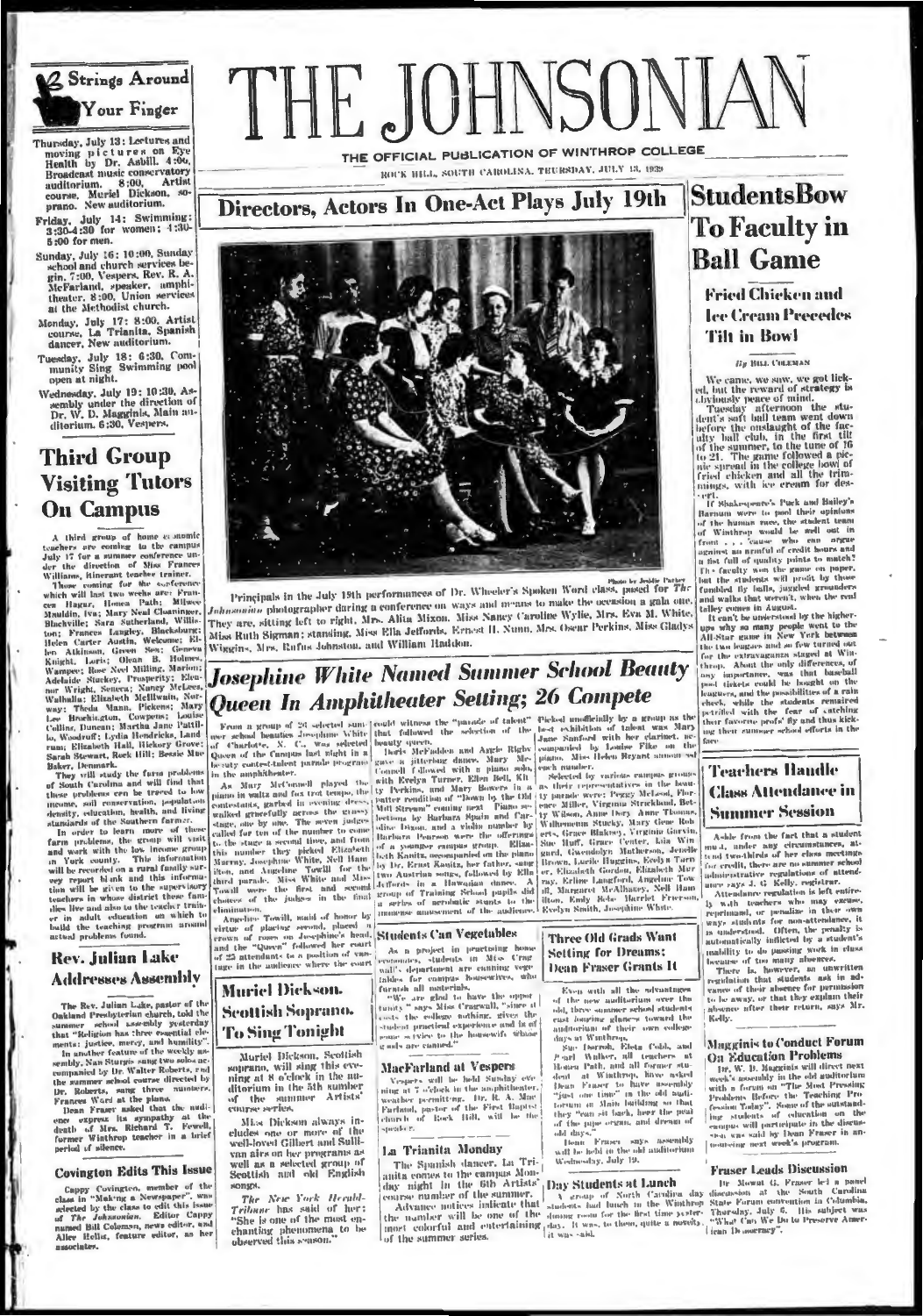# THE JOHNSONIAN

THE OFFICIAL PUBLICATION OF WINTHROP COLLEGE

ROCK HILL, SOUTH CAROLINA, THURSDAY, JULY 13, 1939

## Strings Around Your Finger

**Thursday, July 13:** Lectures and moving pictures on Eye Health by Dr. Asbill. 4:00, Broadcast music conservatory auditorium. 8:00, Artist course. Muriel Dickson, soprano. New auditorium.

**Friday, July 14:** Swimming: 3:30-4:30 for women; 4:30-5:00 for men.

**Sunday, July 16:** 10:00, Sunday school and church services begin. 7:00, Vespers. Rev. R. A. McFarland, speaker, amphitheater. 8:00, Union services at the Methodist church.

**Monday, July 17:** 8:00, Artist course, La Trianita, Spanish dancer. New auditorium.

**Tuesday, July 18:** 6:30, Community Sing Swimming pool open at night.

**Wednesday, July 19:** 10:30, Assembly under the direction of Dr. W. D. Magginis, Main auditorium. 6:30, Vespers.

## Third Group Visiting Tutors On Campus

A third group of home economic teachers are coming to the campus July 17 for a summer conference under the direction of Miss Frances Williams, itinerant teacher trainer.

Those coming for the conference which will last two weeks are: Frances Hagar, Honea Path; Milwee Mauldin, Iva; Mary Neal Cleaninger, Blackville; Sara Sutherland, Williston; Frances Langley, Blacksburg; Helen Carter Austin, Welcome; Ellen Atkinson, Green Sea; Geneva Knight, Loris; Olean B. Holmes, Wampee; Rose Neel Milling, Marion; Adelaide Stuckey, Prosperity; Eleanor Wright, Seneca; Nancy McLees, Walhalla; Elizabeth McIlwain, Norway; Theda Mann, Pickens; Mary Lee Brockington, Cowpens; Louise Collins, Duncan; Martha Jane Pattillo, Woodruff; Lydia Hendricks, Landrum; Elizabeth Hall, Hickory Grove; Sarah Stewart, Rock Hill; Bessie Mae Baker, Denmark.

They will study the farm problems of South Carolina and will find that these problems can be traced to low income, soil conservation, population density, education, health, and living standards of the Southern farmer.

In order to learn more of these farm problems, the group will visit and work with the low income group in York county. This information will be recorded on a rural family survey report blank and this information will be given to the supervisory teachers in whose district these families live and also to the teacher trainer in adult education on which to build the teaching program around actual problems found.

## Rev. Julian Lake Addresses Assembly

The Rev. Julian Lake, pastor of the Oakland Presbyterian church, told the summer school assembly yesterday that "Religion has three essential elements: justice, mercy, and humility".

In another feature of the weekly assembly, Nan Sturgis sang two solos accompanied by Dr. Walter Roberts, and the summer school course directed by Dr. Roberts, sang three numbers. Frances Ward at the piano.

Dean Fraser asked that the audience express its sympathy at the death of Mrs. Richard T. Fewell, former Winthrop teacher in a brief period of silence.

## Covington Edits This Issue

Cappy Covington, member of the class in "Making a Newspaper", was selected by the class to edit this issue of *The Johnsonian*. Editor Cappy named Bill Coleman, news editor, and Alley Hellis, feature editor, as her associates.

## Directors, Actors In One-Act Plays July 19th

Principals in the July 19th performances of Dr. Wheeler's Spoken Word class, posed for *The Johnsonian* photographer during a conference on ways and means to make the occasion a gala one. They are, sitting left to right, Mrs. Alita Mixon, Miss Nancy Caroline Wylie, Mrs. Eva M. White, Miss Ruth Sigman; standing, Miss Ella Jeffords, Ernest H. Nunn, Mrs. Oscar Perkins, Miss Gladys Wiggins, Mrs. Rufus Johnston, and William Haddon.

Photo by Jeddie Parker

## Josephine White Named Summer School Beauty Queen In Amphitheater Setting; 26 Compete

From a group of 26 selected summer school beauties Josephine White of Charlotte, N. C., was selected Queen of the Campus last night in a beauty contest-talent parade program in the amphitheater.

As Mary McConnell played the piano in waltz and fox trot tempo, the contestants, garbed in evening dress, walked gracefully across the grassy stage, one by one. The seven judges called for ten of the number to come to the stage a second time, and from this number they picked Elizabeth Murray, Josephine White, Nell Hamilton, and Angeline Towill for the third parade. Miss White and Miss Towill were the first and second choices of the judges in the final elimination.

Angeline Towill, maid of honor by virtue of placing second, placed a crown of roses on Josephine's head, and the "Queen" followed her court of 25 attendants to a position of vantage in the audience where the court could witness the "parade of talent" that followed the selection of the beauty queen.

Doris McFadden and Angie Rigby gave a jitterbug dance. Mary McConnell followed with a piano solo, with Evelyn Turner, Ellen Bell, Kitty Perkins, and Mary Bowers in a patter rendition of "Down by the Old Mill Stream" coming next. Piano selections by Barbara Spain and Caroline Dixon, and a violin number by Barbara Pearson were the offerings of a younger summer campus group. Elizabeth Kanitz, accompanied on the piano by Dr. Ernst Kanitz, her father, sang two Austrian songs, followed by Ella Jeffords in a Hawaiian dance. A group of Training School pupils did a series of acrobatic stunts to the immense amusement of the audience.

Picked unofficially by a group as the best exhibition of talent was Mary Jane Sanford with her clarinet, accompanied by Louise Fike on the piano. Miss Helen Bryant announced each number.

Selected by various campus groups as their representatives in the beauty parade were: Peggy McLeod, Florence Miller, Virginia Strickland, Betty Wilson, Anne Ivery, Anne Thomas, Wilhemena Stucky, Mary Gene Roberts, Grace Blakney, Virginia Garvin, Sue Huff, Grace Center, Lila Wingard, Gwendolyn Matheson, Jenelle Brown, Lucile Huggins, Evelyn Turner, Elizabeth Gordon, Elizabeth Murray, Erline Langford, Angeline Towill, Margaret McAlhaney, Nell Hamilton, Emily Belo, Harriet Frierson, Evelyn Smith, Josephine White.

## Muriel Dickson, Scottish Soprano, To Sing Tonight

Muriel Dickson, Scottish soprano, will sing this evening at 8 o'clock in the auditorium in the 5th number of the summer Artists' course series.

Miss Dickson always includes one or more of the well-loved Gilbert and Sullivan airs on her programs as well as a selected group of Scottish and old English songs.

*The New York Herald-Tribune* has said of her: "She is one of the most enchanting phenomena to be observed this season."

## Students Can Vegetables

As a project in practising home economics, students in Miss Craig's department are canning vegetables for campus housewives, who furnish all materials.

"We are glad to have the opportunity," says Miss Cragwall, "since it costs the college nothing, gives the student practical experience and is of some service to the housewife whose goods are canned."

## MacFarland at Vespers

Vespers will be held Sunday evening at 7 o'clock in the amphitheater, weather permitting. Dr. R. A. MacFarland, pastor of the First Baptist church of Rock Hill, will be the speaker.

## La Trianita Monday

The Spanish dancer, La Trianita comes to the campus Monday night in the 6th Artists' course number of the summer.

Advance notices indicate that the number will be one of the most colorful and entertaining of the summer series.

## Three Old Grads Want Setting for Dreams; Dean Fraser Grants It

Even with all the advantages of the new auditorium over the old, three summer school students cast longing glances toward the auditorium of their own college days at Winthrop.

Sue Dorroh, Eleta Cobb, and Pearl Walker, all teachers at Honea Path, and all former students at Winthrop, have asked Dean Fraser to have assembly "just one time" in the old auditorium in Main building so that they "can sit back, hear the peal of the pipe organ, and dream of old days."

Dean Fraser says assembly will be held in the old auditorium Wednesday, July 19.

## Day Students at Lunch

A group of North Carolina day students had lunch in the Winthrop dining room for the first time yesterday. It was, to them, quite a novelty, it was said.

## Students Bow To Faculty in Ball Game

### Fried Chicken and Ice Cream Precedes Tilt in Bowl

*By BILL COLEMAN*

We came, we saw, we got licked, but the reward of strategy is obviously peace of mind.

Tuesday afternoon the student's soft ball team went down before the onslaught of the faculty ball club, in the first tilt of the summer, to the tune of 16 to 21. The game followed a picnic spread in the college bowl of fried chicken and all the trimmings, with ice cream for desert.

If Shakespeare's Puck and Bailey's Barnum were to pool their opinions of the human race, the student team of Winthrop would be sell out in front . . . 'cause who can argue against an armful of credit hours and a fist full of quality points to match? The faculty won the game on paper, but the students will profit by those fumbled fly balls, juggled grounders and walks that weren't, when the real talley comes in August.

It can't be understood by the higher-ups why so many people went to the All-Star game in New York between the two leagues and so few turned out for the extravaganza staged at Winthrop. About the only differences, of any importance, was that baseball pool tickets could be bought on the leaguers, and the possibilities of a rain check, while the students remained petrified with the fear of catching their favorite profs' fly and thus kicking their summer school efforts in the face.

## Teachers Handle Class Attendance in Summer Session

Aside from the fact that a student must, under any circumstances, attend two-thirds of her class meetings for credit, there are no summer school administrative regulations of attendance says J. G. Kelly, registrar.

Attendance regulation is left entirely with teachers who may excuse, reprimand, or penalize in their own ways students for non-attendance, it is understood. Often, the penalty is automatically inflicted by a student's inability to do passing work in class because of too many absences.

There is, however, an unwritten regulation that students ask in advance of their absence for permission to be away, or that they explain their absence after their return, says Mr. Kelly.

## Magginis to Conduct Forum On Education Problems

Dr. W. D. Magginis will direct next week's assembly in the old auditorium with a forum on "The Most Pressing Problems Before the Teaching Profession Today". Some of the outstanding students of education on the campus will participate in the discussion, was said by Dean Fraser in announcing next week's program.

## Fraser Leads Discussion

Dr. Mowat G. Fraser led a panel discussion at the South Carolina State Forum convention in Columbia, Thursday, July 6. His subject was "What Can We Do to Preserve American Democracy".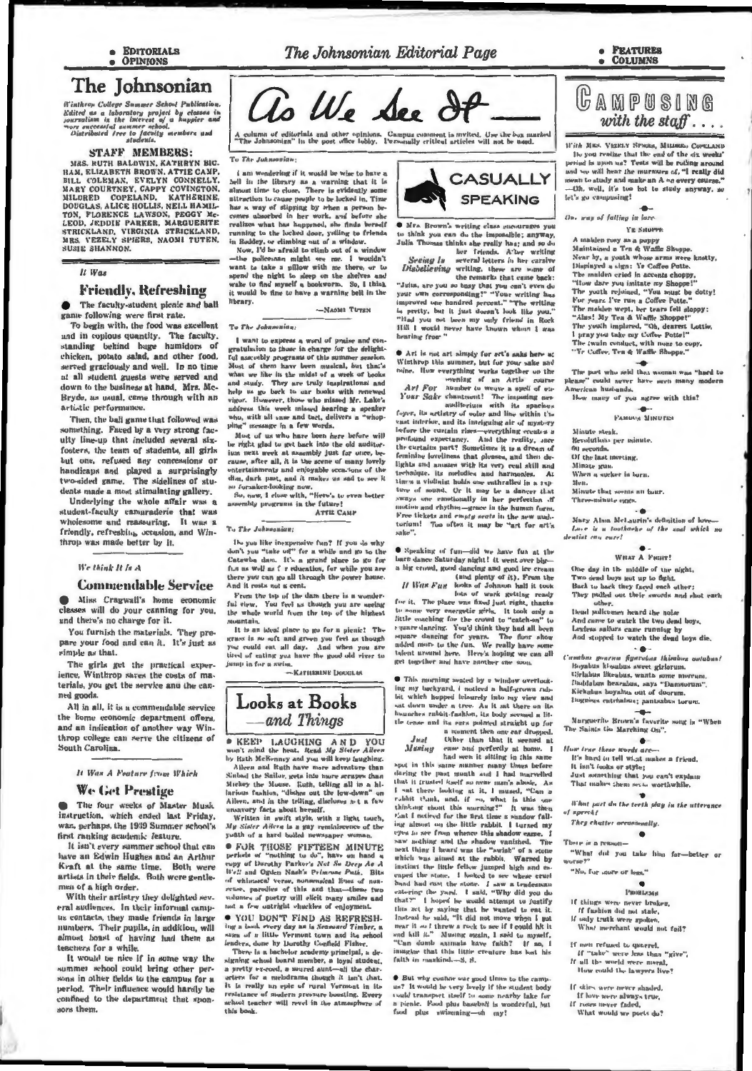# The Johnsonian

*Winthrop College Summer School Publication. Edited as a laboratory project by classes in journalism in the interest of a happier and more successful summer school. Distributed free to faculty members and students.*

### STAFF MEMBERS:

MRS. RUTH BALDWIN, KATHRYN BIGHAM, ELIZABETH BROWN, ATTIE CAMP, BILL COLEMAN, EVELYN CONNELLY, MARY COURTNEY, CAPPY COVINGTON, MILDRED COPELAND, KATHERINE DOUGLAS, ALICE HOLLIS, NELL HAMILTON, FLORENCE LAWSON, PEGGY McLEOD, JEDDIE PARKER, MARGUERITE STRICKLAND, VIRGINIA STRICKLAND, MRS. VEZELY SPIERS, NAOMI TUTEN, SUSIE SHANNON.

*It Was*

## Friendly, Refreshing

The faculty-student picnic and ball game following were first rate.

To begin with, the food was excellent and in copious quantity. The faculty, standing behind huge humidors of chicken, potato salad, and other food, served graciously and well. In no time at all student guests were served and down to the business at hand. Mrs. McBryde, as usual, came through with an artistic performance.

Then, the ball game that followed was something. Faced by a very strong faculty line-up that included several six-footers, the team of students, all girls but one, refused any concessions or handicaps and played a surprisingly two-sided game. The sidelines of students made a most stimulating gallery.

Underlying the whole affair was a student-faculty camaraderie that was wholesome and reassuring. It was a friendly, refreshing occasion, and Winthrop was made better by it.

*We think It Is A*

## Commendable Service

Miss Cragwall's home economic classes will do your canning for you, and there's no charge for it.

You furnish the materials. They prepare your food and can it. It's just as simple as that.

The girls get the practical experience, Winthrop saves the costs of materials, you get the service and the canned goods.

All in all, it is a commendable service the home economic department offers, and an indication of another way Winthrop college can serve the citizens of South Carolina.

*It Was A Feature from Which*

## We Get Prestige

The four weeks of Master Music instruction, which ended last Friday, was, perhaps, the 1939 Summer school's first ranking academic feature.

It isn't every summer school that can have an Edwin Hughes and an Arthur Kraft at the same time. Both were artists in their fields. Both were gentlemen of a high order.

With their artistry they delighted several audiences. In their informal campus contacts, they made friends in large numbers. Their pupils, in addition, will almost boast of having had them as teachers for a while.

It would be nice if in some way the summer school could bring other persons in other fields to the campus for a period. Their influence would hardly be confined to the department that sponsors them.

# As We See It

A column of editorials and other opinions. Campus comment is invited. Use the box marked "The Johnsonian" in the post office lobby. Personally critical articles will not be used.

To The Johnsonian:

I am wondering if it would be wise to have a bell in the library as a warning that it is almost time to close. There is evidently some attraction to cause people to be locked in. Time has a way of slipping by when a person becomes absorbed in her work, and before she realizes what has happened, she finds herself running to the locked door, yelling to friends in Roddey, or climbing out of a window.

Now, I'd be afraid to climb out of a window—the policeman might see me. I wouldn't want to take a pillow with me there, or to spend the night to sleep on the shelves and wake to find myself a bookworm. So, I think it would be fine to have a warning bell in the library.

—NAOMI TUTEN

To The Johnsonian:

I want to express a word of praise and congratulation to those in charge for the delightful assembly programs of this summer session. Most of them have been musical, but that's what we like in the midst of a week of books and study. They are truly inspirational and help us go back to our books with renewed vigor. However, those who missed Mr. Lake's address this week missed hearing a speaker who, with all ease and tact, delivers a "whopping" message in a few words.

Most of us who have been here before will be right glad to get back into the old auditorium next week at assembly just for once, because, after all, it is the scene of many lovely entertainments and enjoyable occasions of the dim, dark past, and it makes us sad to see it so forsaken-looking now.

So, now, I close with, "Here's to even better assembly programs in the future!"

ATTIE CAMP

To The Johnsonian:

Do you like inexpensive fun? If you do why don't you "take off" for a while and go to the Catawba dam. It's a grand place to go for fun as well as for education, for while you are there you can go all through the power house. And it costs not a cent.

From the top of the dam there is a wonderful view. You feel as though you are seeing the whole world from the top of the highest mountain.

It is an ideal place to go for a picnic! The grass is so soft and green you feel as though you could eat all day. And when you are tired of eating you have the good old river to jump in for a swim.

—KATHERINE DOUGLAS

## Looks at Books —and Things

**KEEP LAUGHING AND YOU** won't mind the heat. Read *My Sister Aileen* by Ruth McKenney and you will keep laughing.

Aileen and Ruth have more adventure than Sinbad the Sailor, gets into more scrapes than Mickey the Mouse. Ruth, telling all in a hilarious fashion, "dishes out the low-down" on Aileen, and in the telling, discloses not a few unsavory facts about herself.

Written in swift style, with a light touch, *My Sister Aileen* is a gay reminiscence of the youth of a hard boiled newspaper woman.

**FOR THOSE FIFTEEN MINUTE** periods of "nothing to do", have on hand a copy of Dorothy Parker's *Not So Deep As A Well* and Ogden Nash's *Primrose Path*. Bits of whimsical verse, nonsensical lines of nonsense, parodies of this and that—these two volumes of poetry will elicit many smiles and not a few outright chuckles of enjoyment.

**YOU DON'T FIND AS REFRESHING** a book every day as is *Seasoned Timber*, a story of a little Vermont town and its school leaders, done by Dorothy Canfield Fisher.

There is a bachelor academy principal, a designing school board member, a loyal student, a pretty eyed, a soured aunt—all the characters for a melodrama though it isn't that. It is really an epic of rural Vermont in its resistance of modern pressure boosting. Every school teacher will revel in the atmosphere of this book.

## CASUALLY SPEAKING

Mrs. Brown's writing class encourages you to think you can do the impossible; and you Julia Thomas thinks she really has; and so do her friends. After writing

*Seeing Is Disbelieving*

several letters in her cursive writing, these are some of the remarks that came back: "Julia, are you so busy that you can't even do your own corresponding!" "Your writing has improved one hundred percent." "The writing is pretty, but it just doesn't look like you." "Had you not been my only friend in Rock Hill I would never have known whom I was hearing from."

Art is not art simply for art's sake here at Winthrop this summer, but for your sake and mine. How everything works together on the evening of an Artist course

*Art For Your Sake*

number to weave a spell of enchantment! The imposing new auditorium with its spacious foyer, its artistry of color and line within the vast interior, and its intriguing air of mystery before the curtain rises—everything creates a profound expectancy. And the reality, once the curtain parts? Sometimes it is a dream of feminine loveliness that pleases, and then delights and amazes with its very real skill and technique, its melodies and harmonies. At times a violinist holds one enthralled in a rapture of sound. Or it may be a dancer that sways one emotionally in her perfection of motion and rhythm—grace in the human form. Free tickets and *empty seats* in the new auditorium! Too often it may be "art for art's sake".

Speaking of fun—did we have fun at the barn dance Saturday night! It went over big—a big crowd, good dancing and good ice cream (and plenty of it). From the

*It Was Fun*

looks of Johnson hall it took lots of work getting ready for it. The place was fixed just right, thanks to some very energetic girls. It took only a little coaching for the crowd to "catch-on" to square dancing. You'd think they had all been square dancing for years. The floor show added more to the fun. We really have some talent around here. Here's hoping we can all get together and have another one soon.

This morning seated by a window overlooking my backyard, I noticed a half-grown rabbit which hopped leisurely into my view and sat down under a tree. As it sat there on its haunches rabbit-fashion, its body seemed a little tense and its ears pointed straight up for a moment then one ear dropped.

*Just Musing*

Other than that it seemed at ease and perfectly at home. I had seen it sitting in this same spot in this same manner many times before during the past month and I had marvelled that it trusted itself so near man's abode. As I sat there looking at it, I mused, "Can a rabbit think, and, if so, what is this one thinking about this morning?" It was then that I noticed for the first time a shadow falling almost on the little rabbit. I turned my eyes to see from whence this shadow came. I saw nothing and the shadow vanished. The next thing I heard was the "swish" of a stone which was aimed at the rabbit. Warned by instinct the little fellow jumped high and escaped the stone. I looked to see whose cruel hand had cast the stone. I saw a tradesman entering the yard. I said, "Why did you do that?" I hoped he would attempt to justify this act by saying that he wanted to eat it. Instead he said, "It did not move when I got near it so I threw a rock to see if I could hit it and kill it." Musing again, I said to myself, "Can dumb animals have faith? If so, I imagine that this little creature has lost his faith in mankind.—S. S.

But why confine our good times to the campus? It would be very lovely if the student body could transport itself to some nearby lake for a picnic. Food plus baseball is wonderful, but food plus swimming—oh my!

# CAMPUSING with the staff . . . .

*With Mrs. Vezely Spiers, Mildred Copeland*

Do you realize that the end of the six weeks' period is upon us? Tests will be rolling around and we will hear the murmurs of, "I really did mean to study and make an A on every course." —Oh, well, it's too hot to study anyway, so let's go campusing!

*On, way of falling in love*

YE SHOPPE

A maiden rosy as a poppy
Maintained a Tea & Waffle Shoppe.
Near by, a youth whose arms were knotty,
Displayed a sign: Ye Coffee Potte.
The maiden cried in accents choppy,
"How dare you imitate my Shoppe!"
The youth rejoined, "You must be dotty!
For years I've run a Coffee Potte."
The maiden wept, her tears fell sloppy:
"Alas! My Tea & Waffle Shoppe!"
The youth implored, "Oh, dearest Lottie,
I pray you take my Coffee Potte!"
The twain conduct, with none to copy,
"Ye Coffee, Tea & Waffle Shoppe."

The poet who said that woman was "hard to please" could never have seen many modern American husbands.

How many of you agree with this?

FAMOUS MINUTES

Minute steak.
Revolutions per minute.
60 seconds.
Of the last meeting.
Minute gun.
When a sucker is born.
Men.
Minute that seems an hour.
Three-minute eggs.

Mary Alma McLaurin's definition of love—
*Love is a toothache of the soul which no dentist can cure!*

WHAT A FIGHT!

One day in the middle of the night,
Two dead boys got up to fight.
Back to back they faced each other;
They pulled out their swords and shot each other.
Dead policemen heard the noise
And came to watch the two dead boys.
Legless sailors came running by
And stopped to watch the dead boys die.

*Cumbus guerum figerebus thimbus ontobus!*
Boyabus kissabus sweet girlorum,
Girlabus likeabus, wants some morum,
Daddabus hearabus, says "Dammorum",
Kickabus boyabus out of doorum.
Inggmus entrabus; pantsabus torum.

Marguerite Brown's favorite song is "When The Saints Go Marching On".

*How true these words are*—
It's hard to tell what makes a friend,
It isn't looks or style;
Just something that you can't explain
That makes them seem worthwhile.

*What part do the teeth play in the utterance of speech?*

They chatter occasionally.

There is a reason—
"What did you take him for—better or worse?"
"No, for sure or less."

PROBLEMS

If things were never broken,
If fashion did not stale,
If only truth were spoken,
What merchant would not fail?

If men refused to quarrel,
If "take" were less than "give",
If all the world were moral,
How could the lawyers live?

If skies were never shaded,
If love were always true,
If roses never faded,
What would we poets do?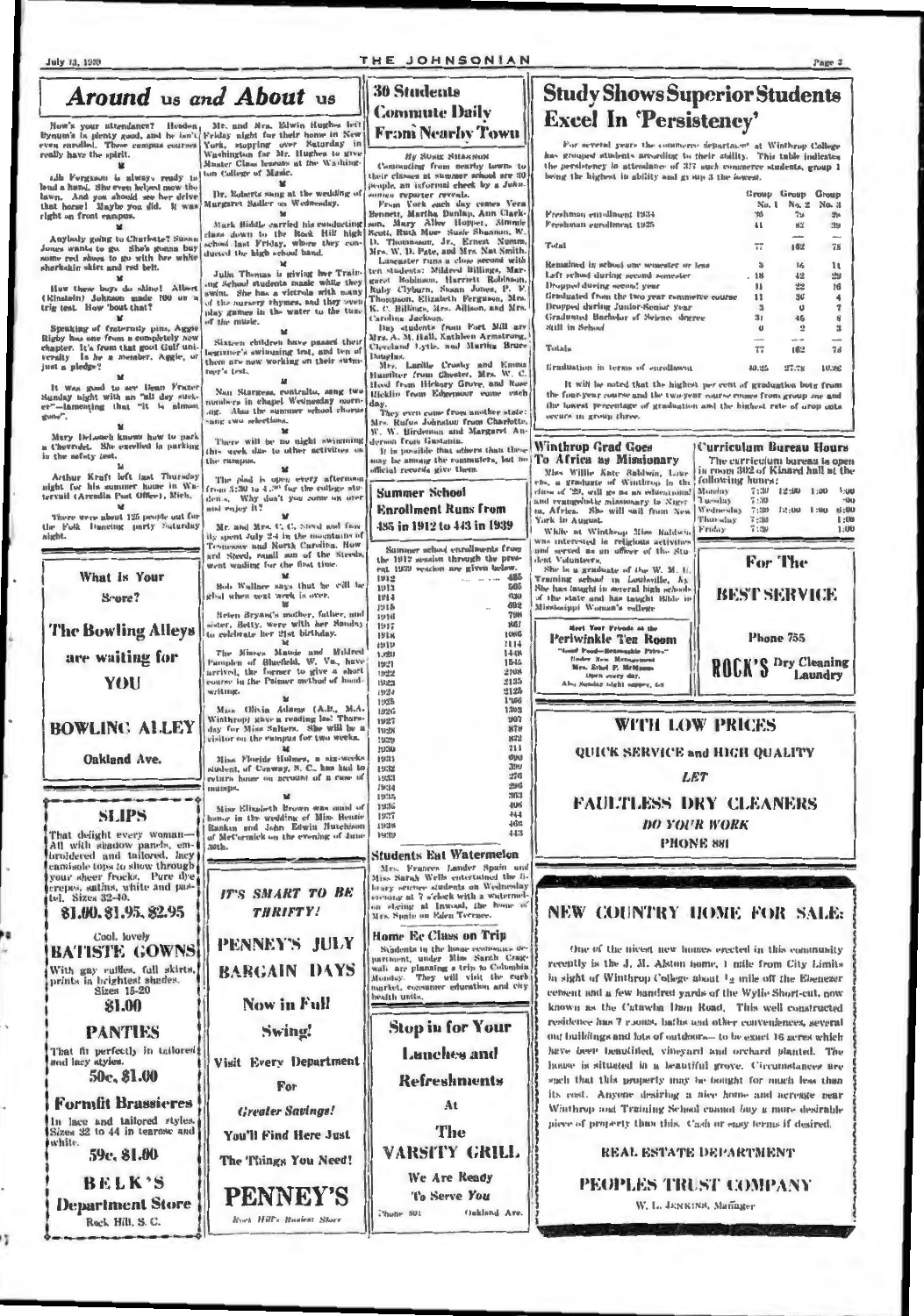# Around us and About us

How's your attendance? Headen Bynum's is plenty good, and he isn't even enrolled. These campus courses really have the spirit.

Lib Ferguson is always ready to lend a hand. She even helped mow the lawn. And you should see her drive that horse! Maybe you did. It was right on front campus.

Anybody going to Charlotte? Susan Jones wants to go. She's gonna buy some red shoes to go with her white sharkskin skirt and red belt.

How these boys do shine! Albert (Kinstein) Johnson made 100 on a trig test. How 'bout that?

Speaking of fraternity pins, Aggie Rigby has one from a completely new chapter. It's from that good Gulf university. Is he a member, Aggie, or just a pledge?

It was good to see Dean Frazer Sunday night with an "all day sucker"—lamenting that "it is almost gone".

Mary DeLoach knows how to park a Chevrolet. She excelled in parking in the safety test.

Arthur Kraft left last Thursday night for his summer home in Wintervail (Arcadia Post Office), Mich.

There were about 125 people out for the Folk Dancing party Saturday night.

Mr. and Mrs. Edwin Hughes left Friday night for their home in New York, stopping over Saturday in Washington for Mr. Hughes to give Master Class lessons at the Washington College of Music.

Dr. Roberts sang at the wedding of Margaret Sadler on Wednesday.

Mark Biddle carried his conducting class down to the Rock Hill high school last Friday, where they conducted the high school band.

Julia Thomas is giving her Training School students music while they swim. She has a victrola with many of the nursery rhymes, and they even play games in the water to the tune of the music.

Sixteen children have passed their beginner's swimming test, and ten of them are now working on their swimmer's test.

Nan Starnes, contralto, sang two numbers in chapel Wednesday morning. Also the summer school chorus sang two selections.

There will be no night swimming this week due to other activities on the campus.

The pool is open every afternoon from 3:30 to 4:30 for the college students. Why don't you come on over and enjoy it?

Mr. and Mrs. C. C. Steed and family spent July 2-4 in the mountains of Tennessee and North Carolina. Howard Steed, small son of the Steeds, went wading for the first time.

Bob Wallace says that he will be glad when next week is over.

Helen Bryant's mother, father, and sister, Betty, were with her Sunday to celebrate her 21st birthday.

The Misses Maude and Mildred Pampion of Bluefield, W. Va., have arrived, the former to give a short course in the Palmer method of handwriting.

Miss Olivia Adams (A.B., M.A. Winthrop) gave a reading last Thursday for Miss Salters. She will be a visitor on the campus for two weeks.

Miss Floride Holmes, a six-weeks student, of Conway, S. C., has had to return home on account of a case of mumps.

Miss Elizabeth Brown was maid of honor in the wedding of Miss Renzie Rankin and John Edwin Hutchison of McCormick on the evening of June 30th.

---

**What Is Your Score?**

**The Bowling Alleys are waiting for YOU**

**BOWLING ALLEY**

Oakland Ave.

---

**SLIPS**

That delight every woman—All with shadow panels, embroidered and tailored, lacy camisole tops to show through your sheer frocks. Pure dye crepes, satins, white and pastel. Sizes 32-40.

**$1.00, $1.95, $2.95**

Cool, lovely

**BATISTE GOWNS**

With gay ruffles, full skirts, prints in brightest shades. Sizes 15-20

**$1.00**

**PANTIES**

That fit perfectly in tailored and lacy styles.

**50c, $1.00**

**Formfit Brassieres**

In lace and tailored styles. Sizes 32 to 44 in tearose and white.

**59c, $1.00**

**BELK'S Department Store**

Rock Hill, S. C.

---

*IT'S SMART TO BE THRIFTY!*

**PENNEY'S JULY BARGAIN DAYS**

**Now in Full Swing!**

Visit Every Department For *Greater Savings!*

You'll Find Here Just The Things You Need!

**PENNEY'S**

Rock Hill's Busiest Store

---

## 30 Students Commute Daily From Nearby Town

By SUSIE SHANNON

Commuting from nearby towns to their classes at summer school are 30 people, an informal check by a Johnsonian reporter reveals.

From York each day comes Vera Bennett, Martha Dunlap, Ann Clarkson, Mary Alice Hopper, Simmie Scott, Ruth Moss, Susie Shannon, W. D. Thomasson, Jr., Ernest Nunn, Mrs. W. D. Pate, and Mrs. Nat Smith.

Lancaster runs a close second with ten students: Mildred Billings, Margaret Robinson, Harriett Robinson, Ruby Clyburn, Susan Jones, P. F. Thompson, Elizabeth Ferguson, Mrs. K. C. Billings, Mrs. Allison, and Mrs. Caroline Jackson.

Day students from Fort Mill are Mrs. A. M. Hall, Kathleen Armstrong, Cleveland Lytle, and Martha Bruce Douglas.

Mrs. Lucille Crosby and Emma Hamilton from Chester, Mrs. W. C. Hood from Hickory Grove, and Rose Ricklin from Edgemoor come each day.

They even come from another state: Mrs. Rufus Johnston from Charlotte. W. W. Birdsong and Margaret Anderson from Gastonia.

It is possible that others than these may be among the commuters, but no official records give them.

---

## Summer School Enrollment Runs from 485 in 1912 to 443 in 1939

Summer school enrollments from the 1912 session through the present 1939 session are given below.

| Year | Enrollment |
|---|---|
| 1912 | 485 |
| 1913 | 505 |
| 1914 | 630 |
| 1915 | 692 |
| 1916 | 708 |
| 1917 | 861 |
| 1918 | 1066 |
| 1919 | 1114 |
| 1920 | 1448 |
| 1921 | 1545 |
| 1922 | 2108 |
| 1923 | 2135 |
| 1924 | 2125 |
| 1925 | 1566 |
| 1926 | 1303 |
| 1927 | 907 |
| 1928 | 879 |
| 1929 | 872 |
| 1930 | 711 |
| 1931 | 690 |
| 1932 | 390 |
| 1933 | 276 |
| 1934 | 296 |
| 1935 | 363 |
| 1936 | 408 |
| 1937 | 444 |
| 1938 | 403 |
| 1939 | 443 |

---

## Students Eat Watermelon

Mrs. Frances Lander Spain and Miss Sarah Wells entertained the library science students on Wednesday evening at 7 o'clock with a watermelon slicing at Inwood, the home of Mrs. Spain on Eden Terrace.

---

## Home Ec Class on Trip

Students in the home economics department, under Miss Sarah Cragwall, are planning a trip to Columbia Monday. They will visit the curb market, consumer education and city health units.

---

**Stop in for Your Lunches and Refreshments**

At

**The VARSITY GRILL**

We Are Ready To Serve *You*

Phone 801 — Oakland Ave.

---

# Study Shows Superior Students Excel In 'Persistency'

For several years the commerce department at Winthrop College has grouped students according to their ability. This table indicates the persistency in attendance of 317 such commerce students, group 1 being the highest in ability and group 3 the lowest.

| | Group No. 1 | Group No. 2 | Group No. 3 |
|---|---|---|---|
| Freshman enrollment 1934 | 36 | 79 | 39 |
| Freshman enrollment 1935 | 41 | 83 | 39 |
| Total | 77 | 162 | 78 |
| Remained in school one semester or less | 3 | 16 | 11 |
| Left school during second semester | 18 | 42 | 29 |
| Dropped during second year | 11 | 22 | 16 |
| Graduated from the two year commerce course | 11 | 36 | 4 |
| Dropped during Junior-Senior year | 3 | 0 | 7 |
| Graduated Bachelor of Science degree | 31 | 46 | 8 |
| Still in School | 0 | 2 | 3 |
| Totals | 77 | 162 | 78 |
| Graduation in terms of enrollment | 40.25 | 27.78 | 10.26 |

It will be noted that the highest per cent of graduation both from the four-year course and the two-year course comes from group one and the lowest percentage of graduation and the highest rate of drop outs occurs in group three.

---

## Winthrop Grad Goes To Africa as Missionary

Miss Willie Kate Baldwin, Laurens, a graduate of Winthrop in the class of '29, will go as an educational and evangelistic missionary to Niger ia, Africa. She will sail from New York in August.

While at Winthrop Miss Baldwin was interested in religious activities and served as an officer of the Student Volunteers.

She is a graduate of the W. M. U. Training school in Louisville, Ky. She has taught in several high schools of the state and has taught Bible in Mississippi Woman's college.

---

**Meet Your Friends at the Periwinkle Tea Room**

"Good Food—Reasonable Prices"

Under New Management

Mrs. Ethel P. McManus

Open every day, Also Sunday night supper, 6-8

---

## Curriculum Bureau Hours

The curriculum bureau is open in room 302 of Kinard hall at the following hours:

| | | | | |
|---|---|---|---|---|
| Monday | 7:30 | 12:00 | 1:00 | 5:00 |
| Tuesday | 7:30 | | | :00 |
| Wednesday | 7:30 | 12:00 | 1:00 | 6:00 |
| Thursday | 7:30 | | | 1:00 |
| Friday | 7:30 | | | 1:00 |

---

**For The BEST SERVICE**

Phone 755

**ROCK'S Dry Cleaning Laundry**

---

**WITH LOW PRICES**

**QUICK SERVICE and HIGH QUALITY**

*LET*

**FAULTLESS DRY CLEANERS**

*DO YOUR WORK*

**PHONE 881**

---

## NEW COUNTRY HOME FOR SALE:

One of the nicest new homes erected in this community recently is the J. M. Alston home, 1 mile from City Limits in sight of Winthrop College about ½ mile off the Ebenezer cement and a few hundred yards of the Wylie Short-cut, now known as the Catawba Dam Road. This well constructed residence has 7 rooms, baths and other conveniences, several out buildings and lots of outdoors— to be exact 16 acres which have been beautified, vineyard and orchard planted. The house is situated in a beautiful grove. Circumstances are such that this property may be bought for much less than its cost. Anyone desiring a nice home and acreage near Winthrop and Training School cannot buy a more desirable piece of property than this. Cash or easy terms if desired.

**REAL ESTATE DEPARTMENT**

**PEOPLES TRUST COMPANY**

W. L. JENKINS, Manager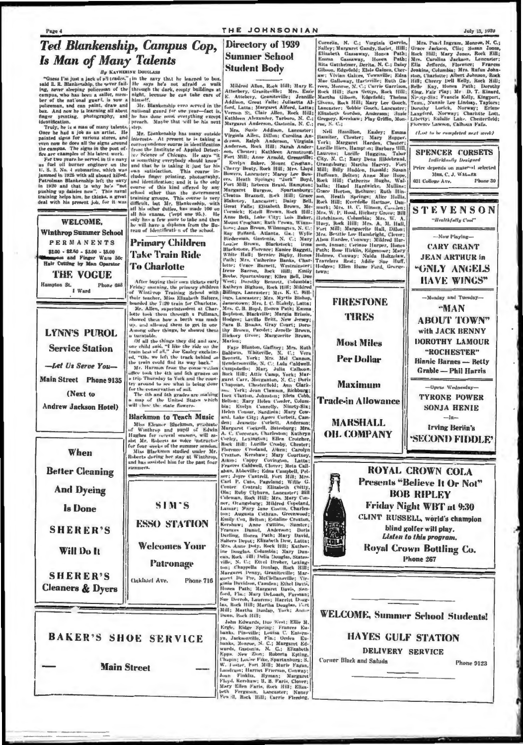# Ted Blankenship, Campus Cop, Is Man of Many Talents

*By* KATHERINE DOUGLASS

"Guess I'm just a jack of all trades," said R. R. Blankenship, the never failing, never sleeping policeman of the campus, who has been a sailor, member of the national guard, is now a policeman, and can paint, draw and box. And now he is learning all about finger printing, photography, and identification.

Truly, he is a man of many talents. Once he had a job as an artist. He painted signs for various stores, and even now he does all the signs around the campus. The signs in the post office are examples of his latest work.

For two years he served in the navy as fuel oil burner engineer on the U. S. S. No. 4 submarine, which was jammed in 1925 with all aboard killed. Patrolman Blankenship left the navy in 1920 and that is why he's "not pushing up daisies now". This naval training helps him, he thinks, a great deal with his present job, for it was in the navy that he learned to box. He says he's not afraid to walk through the dark, empty buildings at night, because he can take care of himself.

Mr. Blankenship even served in the national guard for one year—fact is, he has done most everything except preach. Maybe that will be his next step.

Mr. Blankenship has many outside interests. At present he is taking a correspondence course in identification from the Institute of Applied Detective Science of Chicago. He says "it is something everybody should know" and that he is taking it just for his own satisfaction. This course includes finger printing, photography, and identification; and it is the only course of this kind offered by any school other than the government training groups. This course is very difficult, but Mr. Blankenship, with all his other duties, has made 100 on all his exams, (except one 95.). He only has a few more to take and then he will have a diploma from the Bureau of Identification of the school.

---

**WELCOME,**

**Winthrop Summer School**

**PERMANENTS**

$2.00 - $2.50 - $3.00 - $5.00

Shampoo and Finger Wave 50c

Hair Cutting by Man Operator

**THE VOGUE**

Hampton St. Phone 688

I Ward

---

**LYNN'S PUROL**

**Service Station**

*—Let Us Serve You—*

**Main Street Phone 9135**

**(Next to**

**Andrew Jackson Hotel)**

---

**When**

**Better Cleaning**

**And Dyeing**

**Is Done**

**SHERER'S**

**Will Do It**

**SHERER'S**

**Cleaners & Dyers**

---

**BAKER'S SHOE SERVICE**

**Main Street**

---

## Primary Children Take Train Ride To Charlotte

After buying their own tickets early Friday morning, the primary children of Winthrop Training School with their teacher, Miss Elizabeth Salters, boarded the 7:20 train for Charlotte.

Mr. Allen, superintendent at Charlotte took them through a Pullman, showed them how a berth was made up, and allowed them to get in one. Among other things, he showed them a turntable.

Of all the things they did and saw, one child said, "I like the ride on the train best of all." Joe Easley exclaimed, "Oh, we left the track behind so the train could find its way back."

Mr. Harmon from the conservation office took the 4th and 5th grades on a trip Thursday to York and the country around to see what is being done for the conservation of soil.

The 4th and 5th grades are making a map of the United States which will show the state flowers.

## Blackmon to Teach Music

Miss Eleanor Blackmon, graduate of Winthrop and pupil of Edwin Hughes for several seasons, will assist Mr. Roberts as voice instructor for four weeks of the summer session.

Miss Blackmon studied under Mr. Roberts during her stay at Winthrop, and has assisted him for the past four summers.

---

**SIM'S**

**ESSO STATION**

**Welcomes Your**

**Patronage**

Oakland Ave. Phone 716

---

## Directory of 1939 Summer School Student Body

Mildred Allen, Rock Hill; Mary E. Atterbery, Graniteville; Mrs. Essie E. Attebery, Graniteville; Jennille Addison, Great Falls; Julietta Alford, Latta; Margaret Alford, Latta; Vernon St. Clair Allen, Rock Hill; Kathleen Alexander, Tarboro, N. C.; Margaret Anderson, Gastonia, N. C.;

Mrs. Susie Addison, Lancaster; Virginia Allen, Dillon; Carolina Anderson, Ralph Anderson, Virginia Anderson, Rock Hill; Sarah Anderson, Chester; Kathleen Armstrong, Fort Mill; Anne Arnold, Greenville;

Evelyn Baker, Mount Croghan, Cherry Beaty, Rock Hill; Mrs. Lloyd Bowers, Lancaster; Marcy Lee Bowers, Heath Springs; "Jack" Boyd, Fort Mill; Rebecca Braid, Hampton; Margaret Burgess, Spartanburg; Cleatus Brazzell, Rock Hill; Grace Blakeney, Lancaster; Daisy Bell, Great Falls; Elizabeth Brown, McCormick; Estell Brown, Rock Hill; Anne Belk, Lake City; Lois Baker, Mount Croghan; Ruth Brown, Winnsboro; Jean Broun, Wilmington, N. C.; Ray Ballard, Atlanta, Ga.; Wylie Birderman, Gastonia, N. C.; Mary Louise Brown, Blackstock; Irma Blackstone, Florence; Eunice Baggett, White Hall; Bernice Bigby, Honea Path; Mrs. Catherine Banks, Charlotte; Grace Barnett, Westminster; Irene Barron, Rock Hill; Emily Beebe, Spartanburg; Ellen Bell, Due West; Dorothy Bennett, Columbia; Kathryn Bigham, Rock Hill; Mildred Billings, Lancaster; Mrs. K. C. Billings, Lancaster; Mrs. Myrtle Bishop, Jamestown; Mrs. I. C. Blakely, Latta; Mrs. C. B. Boyd, Honea Path; Emma Boylston, Blackville; Margia Brissie, Hodges; Lavilla Britt, New Jersey; Sara B. Brooks, Gray Court; Dorothy Brown, Pacolet; Jenelle Brown, Hickory Grove; Marguerite Brown, Marion;

Faye Blanton, Gaffney; Mrs. Ruth Baldwin, Whiteville, N. C.; Vera Bennett, York; Mrs. Mel Cannon, Hendersonville, N. C.; Lula Caldwell, Campobello; Mary Julia Calhoun, Rock Hill; Attie Camp, York; Margaret Carr, Morganton, N. C.; Doris Chapman, Chesterfield; Ann Clarkson, York; Jean Clawson, Richburg; Inez Clayton, Johnston; Kleta Cobb, Belton; Mary Helen Conder, Columbia; Evelyn Connelly, Ninety-Six; Helen Cousar, Sardinia; Mary Coward, Lake City; Agnes Corbett, Camden; Jeanette Corbett, Anderson; Margaret Cockrell, Batesburg; Mrs. A. C. Corcoran, Charleston; Kathryn Corley, Lexington; Ellen Crotcher, Rock Hill; Lucille Crosby, Chester; Florence Crosland, Aiken; Carolyn Croxton, Kershaw; Mary Courtney, Aiken; Cappy Covington, Latta; Frances Caldwell, Clover; Meta Calhoun, Abbeville; Edna Campbell, Pelzer; Joyce Cantrell, Fort Mill; Mrs. Carl P. Cato, Pageland; Willie G. Center Central; Elizabeth Chitty, Olar; Ruby Clyburn, Lancaster; Bill Coleman, Rock Hill; Mrs. Mary Conner, Orangeburg; Mildred Copeland, Lamar; Mary Jane Costin, Charleston; Augusta Cothran, Greenwood; Emily Cox, Belton; Estaline Croxton, Kershaw; Anne Cuttino, Sumter; Frances Daniel, Anderson; Doris Darling, Honea Path; Mary David, Salters Depot; Elizabeth Dew, Latta; Mrs. Anne Doty, Rock Hill; Katherine Douglas, Columbia; Mary Duncan, Rock Hill; Delia Douglas, Statesville, N. C.; Ethel Dreher, Lexington; Chappella Dunlap, Rock Hill; Margaret Denny, Graniteville; Margaret Du Pre, McClellanville; Virginia Davidson, Camden; Ethel Davis, Honea Path; Margaret Davis, Sanford, Fla.; Mary DeLoach, Furman; Sue Dorroh, Laurens; Harriet Douglas, Rock Hill; Martha Douglas, Fort Mill; Martha Dunlap, York; Anne Dunn, Rock Hill;

John Edwards, Due West; Ellie M. Ergle, Ridge Spring; Frances Eubanks, Pineville; Louisa C. Eubanks, Jacksonville, Fla.; Ordea Eubanks, Monroe, N. C.; Margaret Edwards, Gastonia, N. C.; Elizabeth Epps, New Zion; Roberta Epting, Chapin; Louise Fike, Spartanburg; S. W. Foster, Fort Mill; Marie Fagan, Landrum; Harriet Frierson, Conway; Joan Finklea, Hyman; Margaret Floyd, Kershaw; B. B. Faris, Clover; Mary Ellen Faris, Rock Hill; Elizabeth Ferguson, Lancaster; Nancy Fewell, Rock Hill; Carrie Fleming, Cornelia, N. C.; Virginia Garvin, Salley; Margaret Gandy, Society Hill; Elizabeth Gassaway, Honea Path; Emma Gassaway, Honea Path; Rita Gattheimer, Derita, N. C.; Daisy Gibson, Edgefield; Elsie Gaines, Cheraw; Vivian Gaines, Townville; Edna Mae Galloway, Hartsville; Ruth Garreen, Monroe, N. C.; Carrie Garrison, Rock Hill; Sara Gettys, Rock Hill; Martha Gibson, Edgefield; Thelma Givens, Rock Hill; Mary Lee Gooch, Lancaster; Robbie Gooch, Lancaster; Elizabeth Gordon, Anderson; Susie Gregory, Kershaw; Flay Griffin, Monroe, N. C.;

Nell Hamilton, Easley; Emma Hamiter, Chester; Mary Hopper, York; Margaret Harden, Chester; Lucille Hiers, Hampton; Barbara Hill, Laurens; Lucille Huggins, Tabor City, N. C.; Mary Dean Hildebrand, Orangeburg; Martha Harvey, Fort Mill; Billy Hadden, Donald; Susan Huffman, Belton; Anna Mae Hope, Rock Hill; Catherine Hughs, Walhalla; Hazel Hardwicke, Mullins; Grace Horton, Bethune; Ruth Hinson, Heath Springs; Alice Hollis, Rock Hill; Everdelle Hartzoe, Denmark; Mrs. D. C. Hinson, Camden; Mrs. W. P. Hood, Hickory Grove; Bill Hutchinson, Columbia; Mrs. W. A. Huey, Rock Hill; Mrs. A. M. Hall, Fort Mill; Marguerite Hall, Dillon; Mrs. Bettie Lee Hambright, Clover; Alma Hardee, Conway; Mildred Harmon, Inman; Corinne Harper, Honea Path; Rose Hicklin, Edgemoor; Mary Holmes, Conway; Nalda Holtzclaw, Travelers Rest; Addie Sue Huff, Hodges; Ellen Hume Ford, Georgetown;

Mrs. Pearl Ingram, Monroe, N. C.; Grace Jackson, Clio; Susan Jones, Rock Hill; Mary Jones, Rock Hill; Mrs. Carolina Jackson, Lancaster; Ella Jeffords, Florence; Frances Jenkins, Columbia; Mrs. Rufus Johnston, Charlotte; Albert Johnson, Rock Hill; Cherry Dell Kelly, Rock Hill; Belle Kay, Honea Path; Dorothy King, Fair Play; Mr. D. T. Kinard, Ninety-Six; Francis Kelly, Kingsport, Tenn.; Nannie Lee Lindsay, Taylors; Dorothy Lorick, Norway; Erlene Langford, Norway; Charlotte Lott, Liberty; Eulalie Lake, Chesterfield; Florence Lawson, Calhoun Falls.

*(List to be completed next week)*

---

**FIRESTONE**

**TIRES**

**Most Miles**

**Per Dollar**

**Maximum**

**Trade-in Allowance**

**MARSHALL**

**OIL COMPANY**

---

**SPENCER CORSETS**

*Individually Designed*

Price depends on material selected

MRS. C. J. WALKER

631 College Ave. Phone 30

---

**STEVENSON**

*"Healthfully Cool"*

—Now Playing—

**CARY GRANT**

**JEAN ARTHUR in**

**"ONLY ANGELS HAVE WINGS"**

—Monday and Tuesday—

**"MAN ABOUT TOWN"**

with JACK BENNY

DOROTHY LAMOUR

"ROCHESTER"

Binnie Barnes — Betty Grable — Phil Harris

—Opens Wednesday—

**TYRONE POWER**

**SONJA HENIE**

—in—

Irving Berlin's

**'SECOND FIDDLE'**

---

**ROYAL CROWN COLA**

**Presents "Believe It Or Not"**

**BOB RIPLEY**

**Friday Night WBT at 9:30**

CLINT RUSSELL, world's champion

*blind golfer will play.*

*Listen to this program.*

**Royal Crown Bottling Co.**

**Phone 267**

---

**WELCOME, Summer School Students!**

**HAYES GULF STATION**

**DELIVERY SERVICE**

Corner Black and Saluda Phone 9123